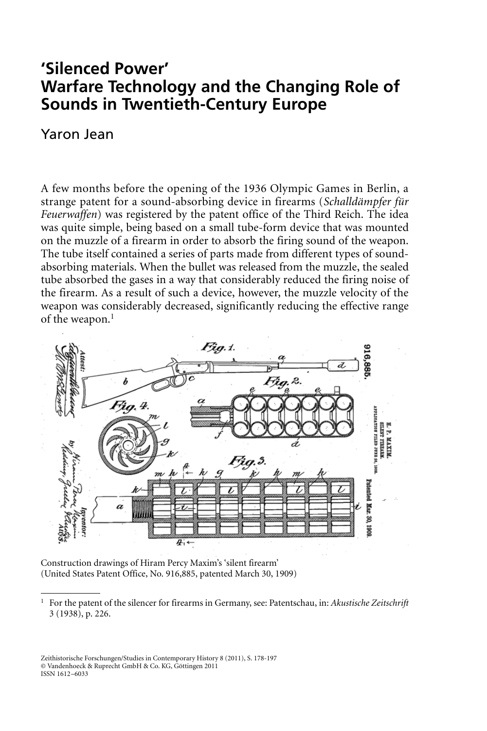# 'Silenced Power'
# Warfare Technology and the Changing Role of Sounds in Twentieth-Century Europe

Yaron Jean

A few months before the opening of the 1936 Olympic Games in Berlin, a strange patent for a sound-absorbing device in firearms (*Schalldämpfer für Feuerwaffen*) was registered by the patent office of the Third Reich. The idea was quite simple, being based on a small tube-form device that was mounted on the muzzle of a firearm in order to absorb the firing sound of the weapon. The tube itself contained a series of parts made from different types of sound-absorbing materials. When the bullet was released from the muzzle, the sealed tube absorbed the gases in a way that considerably reduced the firing noise of the firearm. As a result of such a device, however, the muzzle velocity of the weapon was considerably decreased, significantly reducing the effective range of the weapon.[1]

Construction drawings of Hiram Percy Maxim's 'silent firearm' (United States Patent Office, No. 916,885, patented March 30, 1909)

[1] For the patent of the silencer for firearms in Germany, see: Patentschau, in: *Akustische Zeitschrift* 3 (1938), p. 226.

Zeithistorische Forschungen/Studies in Contemporary History 8 (2011), S. 178-197
© Vandenhoeck & Ruprecht GmbH & Co. KG, Göttingen 2011
ISSN 1612–6033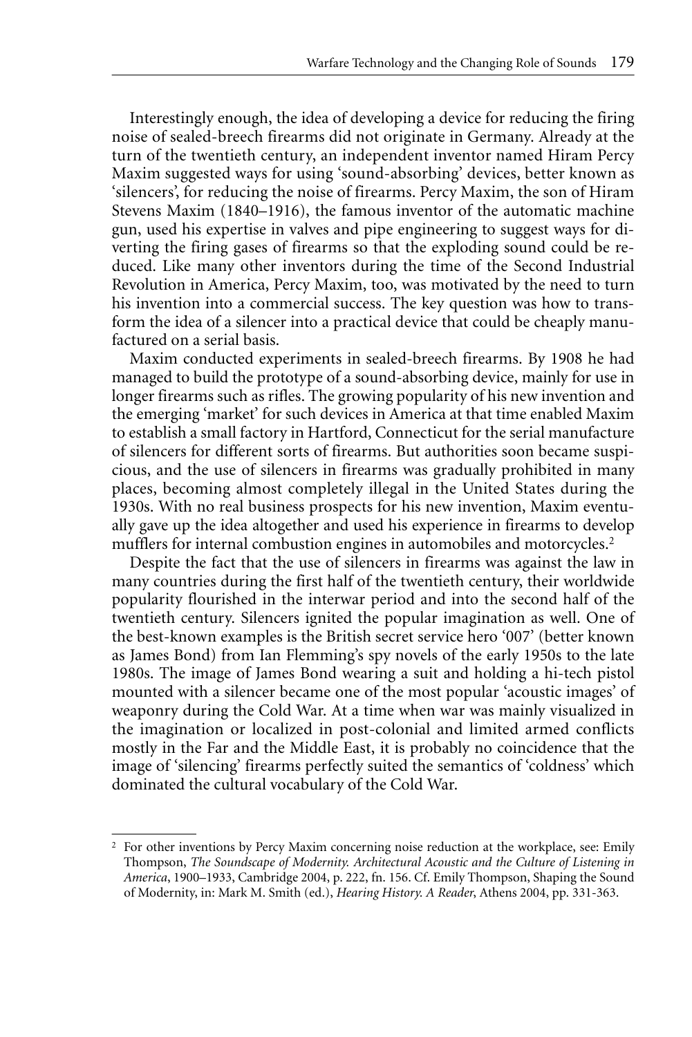Interestingly enough, the idea of developing a device for reducing the firing noise of sealed-breech firearms did not originate in Germany. Already at the turn of the twentieth century, an independent inventor named Hiram Percy Maxim suggested ways for using 'sound-absorbing' devices, better known as 'silencers', for reducing the noise of firearms. Percy Maxim, the son of Hiram Stevens Maxim (1840–1916), the famous inventor of the automatic machine gun, used his expertise in valves and pipe engineering to suggest ways for diverting the firing gases of firearms so that the exploding sound could be reduced. Like many other inventors during the time of the Second Industrial Revolution in America, Percy Maxim, too, was motivated by the need to turn his invention into a commercial success. The key question was how to transform the idea of a silencer into a practical device that could be cheaply manufactured on a serial basis.

Maxim conducted experiments in sealed-breech firearms. By 1908 he had managed to build the prototype of a sound-absorbing device, mainly for use in longer firearms such as rifles. The growing popularity of his new invention and the emerging 'market' for such devices in America at that time enabled Maxim to establish a small factory in Hartford, Connecticut for the serial manufacture of silencers for different sorts of firearms. But authorities soon became suspicious, and the use of silencers in firearms was gradually prohibited in many places, becoming almost completely illegal in the United States during the 1930s. With no real business prospects for his new invention, Maxim eventually gave up the idea altogether and used his experience in firearms to develop mufflers for internal combustion engines in automobiles and motorcycles.[2]

Despite the fact that the use of silencers in firearms was against the law in many countries during the first half of the twentieth century, their worldwide popularity flourished in the interwar period and into the second half of the twentieth century. Silencers ignited the popular imagination as well. One of the best-known examples is the British secret service hero '007' (better known as James Bond) from Ian Flemming's spy novels of the early 1950s to the late 1980s. The image of James Bond wearing a suit and holding a hi-tech pistol mounted with a silencer became one of the most popular 'acoustic images' of weaponry during the Cold War. At a time when war was mainly visualized in the imagination or localized in post-colonial and limited armed conflicts mostly in the Far and the Middle East, it is probably no coincidence that the image of 'silencing' firearms perfectly suited the semantics of 'coldness' which dominated the cultural vocabulary of the Cold War.

---

[2] For other inventions by Percy Maxim concerning noise reduction at the workplace, see: Emily Thompson, *The Soundscape of Modernity. Architectural Acoustic and the Culture of Listening in America*, 1900–1933, Cambridge 2004, p. 222, fn. 156. Cf. Emily Thompson, Shaping the Sound of Modernity, in: Mark M. Smith (ed.), *Hearing History. A Reader*, Athens 2004, pp. 331-363.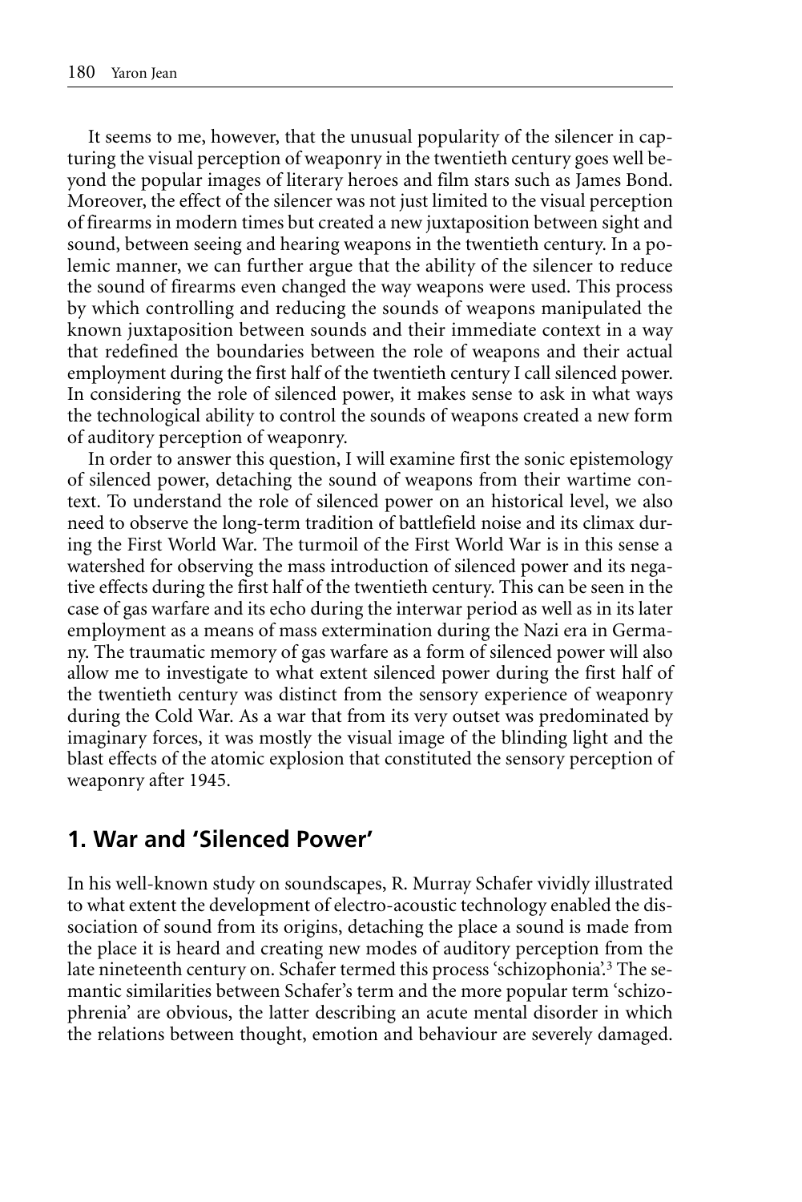It seems to me, however, that the unusual popularity of the silencer in capturing the visual perception of weaponry in the twentieth century goes well beyond the popular images of literary heroes and film stars such as James Bond. Moreover, the effect of the silencer was not just limited to the visual perception of firearms in modern times but created a new juxtaposition between sight and sound, between seeing and hearing weapons in the twentieth century. In a polemic manner, we can further argue that the ability of the silencer to reduce the sound of firearms even changed the way weapons were used. This process by which controlling and reducing the sounds of weapons manipulated the known juxtaposition between sounds and their immediate context in a way that redefined the boundaries between the role of weapons and their actual employment during the first half of the twentieth century I call silenced power. In considering the role of silenced power, it makes sense to ask in what ways the technological ability to control the sounds of weapons created a new form of auditory perception of weaponry.

In order to answer this question, I will examine first the sonic epistemology of silenced power, detaching the sound of weapons from their wartime context. To understand the role of silenced power on an historical level, we also need to observe the long-term tradition of battlefield noise and its climax during the First World War. The turmoil of the First World War is in this sense a watershed for observing the mass introduction of silenced power and its negative effects during the first half of the twentieth century. This can be seen in the case of gas warfare and its echo during the interwar period as well as in its later employment as a means of mass extermination during the Nazi era in Germany. The traumatic memory of gas warfare as a form of silenced power will also allow me to investigate to what extent silenced power during the first half of the twentieth century was distinct from the sensory experience of weaponry during the Cold War. As a war that from its very outset was predominated by imaginary forces, it was mostly the visual image of the blinding light and the blast effects of the atomic explosion that constituted the sensory perception of weaponry after 1945.

## 1. War and 'Silenced Power'

In his well-known study on soundscapes, R. Murray Schafer vividly illustrated to what extent the development of electro-acoustic technology enabled the dissociation of sound from its origins, detaching the place a sound is made from the place it is heard and creating new modes of auditory perception from the late nineteenth century on. Schafer termed this process 'schizophonia'.[3] The semantic similarities between Schafer's term and the more popular term 'schizophrenia' are obvious, the latter describing an acute mental disorder in which the relations between thought, emotion and behaviour are severely damaged.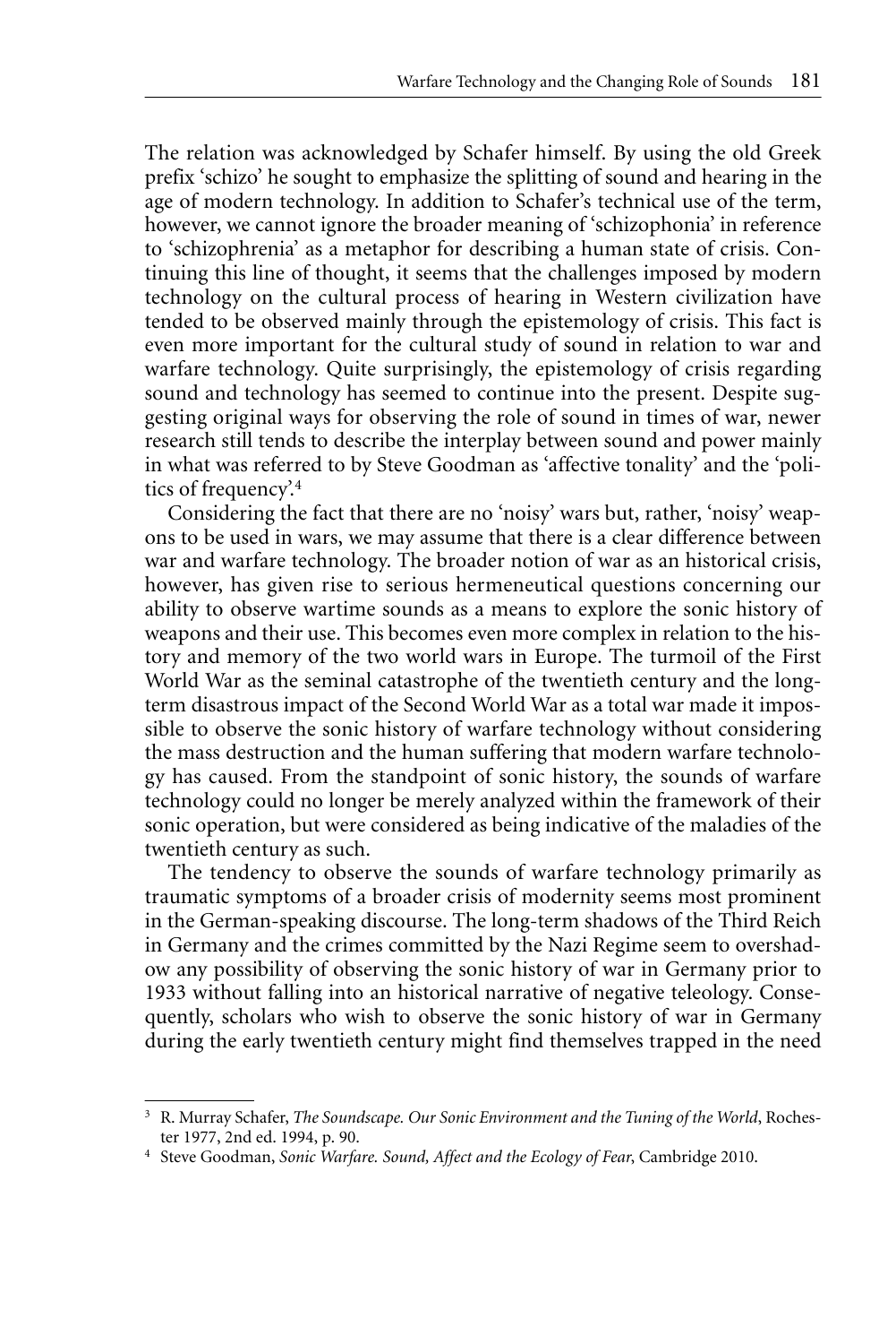The relation was acknowledged by Schafer himself. By using the old Greek prefix 'schizo' he sought to emphasize the splitting of sound and hearing in the age of modern technology. In addition to Schafer's technical use of the term, however, we cannot ignore the broader meaning of 'schizophonia' in reference to 'schizophrenia' as a metaphor for describing a human state of crisis. Continuing this line of thought, it seems that the challenges imposed by modern technology on the cultural process of hearing in Western civilization have tended to be observed mainly through the epistemology of crisis. This fact is even more important for the cultural study of sound in relation to war and warfare technology. Quite surprisingly, the epistemology of crisis regarding sound and technology has seemed to continue into the present. Despite suggesting original ways for observing the role of sound in times of war, newer research still tends to describe the interplay between sound and power mainly in what was referred to by Steve Goodman as 'affective tonality' and the 'politics of frequency'.[4]

Considering the fact that there are no 'noisy' wars but, rather, 'noisy' weapons to be used in wars, we may assume that there is a clear difference between war and warfare technology. The broader notion of war as an historical crisis, however, has given rise to serious hermeneutical questions concerning our ability to observe wartime sounds as a means to explore the sonic history of weapons and their use. This becomes even more complex in relation to the history and memory of the two world wars in Europe. The turmoil of the First World War as the seminal catastrophe of the twentieth century and the long-term disastrous impact of the Second World War as a total war made it impossible to observe the sonic history of warfare technology without considering the mass destruction and the human suffering that modern warfare technology has caused. From the standpoint of sonic history, the sounds of warfare technology could no longer be merely analyzed within the framework of their sonic operation, but were considered as being indicative of the maladies of the twentieth century as such.

The tendency to observe the sounds of warfare technology primarily as traumatic symptoms of a broader crisis of modernity seems most prominent in the German-speaking discourse. The long-term shadows of the Third Reich in Germany and the crimes committed by the Nazi Regime seem to overshadow any possibility of observing the sonic history of war in Germany prior to 1933 without falling into an historical narrative of negative teleology. Consequently, scholars who wish to observe the sonic history of war in Germany during the early twentieth century might find themselves trapped in the need

---

[3] R. Murray Schafer, *The Soundscape. Our Sonic Environment and the Tuning of the World*, Rochester 1977, 2nd ed. 1994, p. 90.

[4] Steve Goodman, *Sonic Warfare. Sound, Affect and the Ecology of Fear*, Cambridge 2010.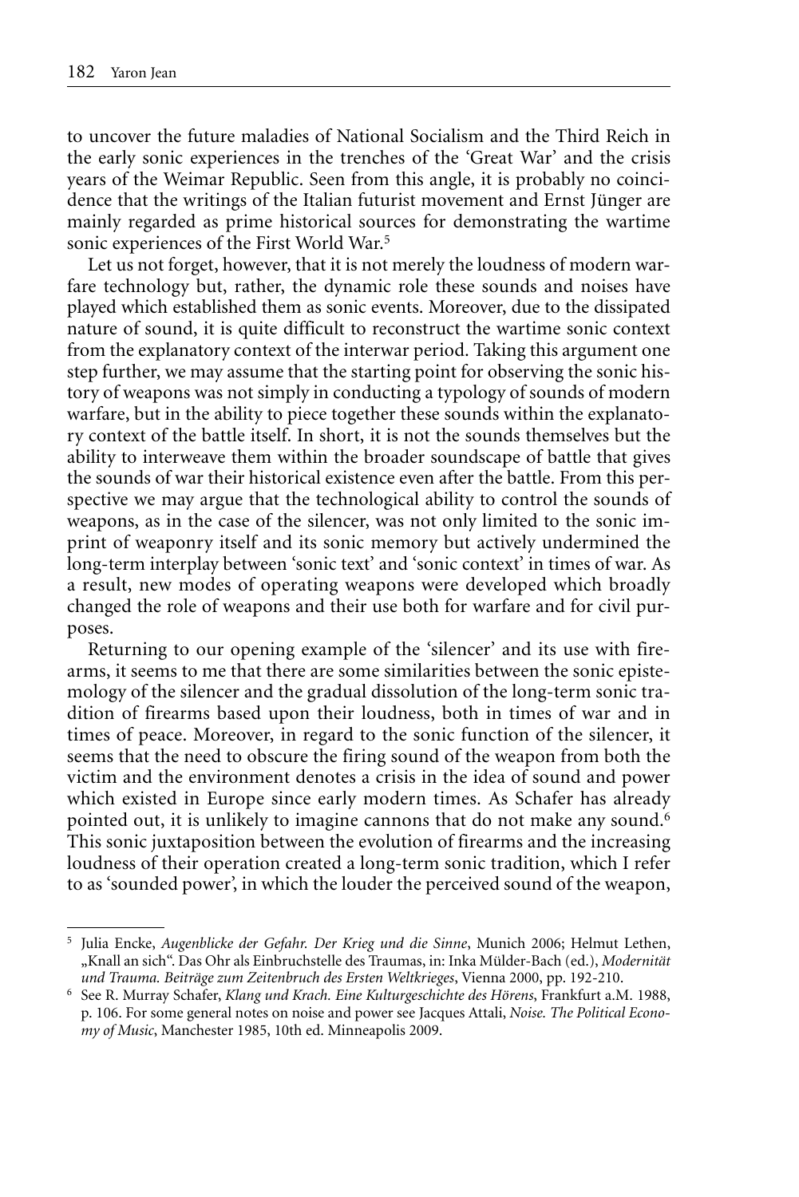to uncover the future maladies of National Socialism and the Third Reich in the early sonic experiences in the trenches of the 'Great War' and the crisis years of the Weimar Republic. Seen from this angle, it is probably no coincidence that the writings of the Italian futurist movement and Ernst Jünger are mainly regarded as prime historical sources for demonstrating the wartime sonic experiences of the First World War.[5]

Let us not forget, however, that it is not merely the loudness of modern warfare technology but, rather, the dynamic role these sounds and noises have played which established them as sonic events. Moreover, due to the dissipated nature of sound, it is quite difficult to reconstruct the wartime sonic context from the explanatory context of the interwar period. Taking this argument one step further, we may assume that the starting point for observing the sonic history of weapons was not simply in conducting a typology of sounds of modern warfare, but in the ability to piece together these sounds within the explanatory context of the battle itself. In short, it is not the sounds themselves but the ability to interweave them within the broader soundscape of battle that gives the sounds of war their historical existence even after the battle. From this perspective we may argue that the technological ability to control the sounds of weapons, as in the case of the silencer, was not only limited to the sonic imprint of weaponry itself and its sonic memory but actively undermined the long-term interplay between 'sonic text' and 'sonic context' in times of war. As a result, new modes of operating weapons were developed which broadly changed the role of weapons and their use both for warfare and for civil purposes.

Returning to our opening example of the 'silencer' and its use with firearms, it seems to me that there are some similarities between the sonic epistemology of the silencer and the gradual dissolution of the long-term sonic tradition of firearms based upon their loudness, both in times of war and in times of peace. Moreover, in regard to the sonic function of the silencer, it seems that the need to obscure the firing sound of the weapon from both the victim and the environment denotes a crisis in the idea of sound and power which existed in Europe since early modern times. As Schafer has already pointed out, it is unlikely to imagine cannons that do not make any sound.[6] This sonic juxtaposition between the evolution of firearms and the increasing loudness of their operation created a long-term sonic tradition, which I refer to as 'sounded power', in which the louder the perceived sound of the weapon,

---

[5] Julia Encke, *Augenblicke der Gefahr. Der Krieg und die Sinne*, Munich 2006; Helmut Lethen, „Knall an sich". Das Ohr als Einbruchstelle des Traumas, in: Inka Mülder-Bach (ed.), *Modernität und Trauma. Beiträge zum Zeitenbruch des Ersten Weltkrieges*, Vienna 2000, pp. 192-210.

[6] See R. Murray Schafer, *Klang und Krach. Eine Kulturgeschichte des Hörens*, Frankfurt a.M. 1988, p. 106. For some general notes on noise and power see Jacques Attali, *Noise. The Political Economy of Music*, Manchester 1985, 10th ed. Minneapolis 2009.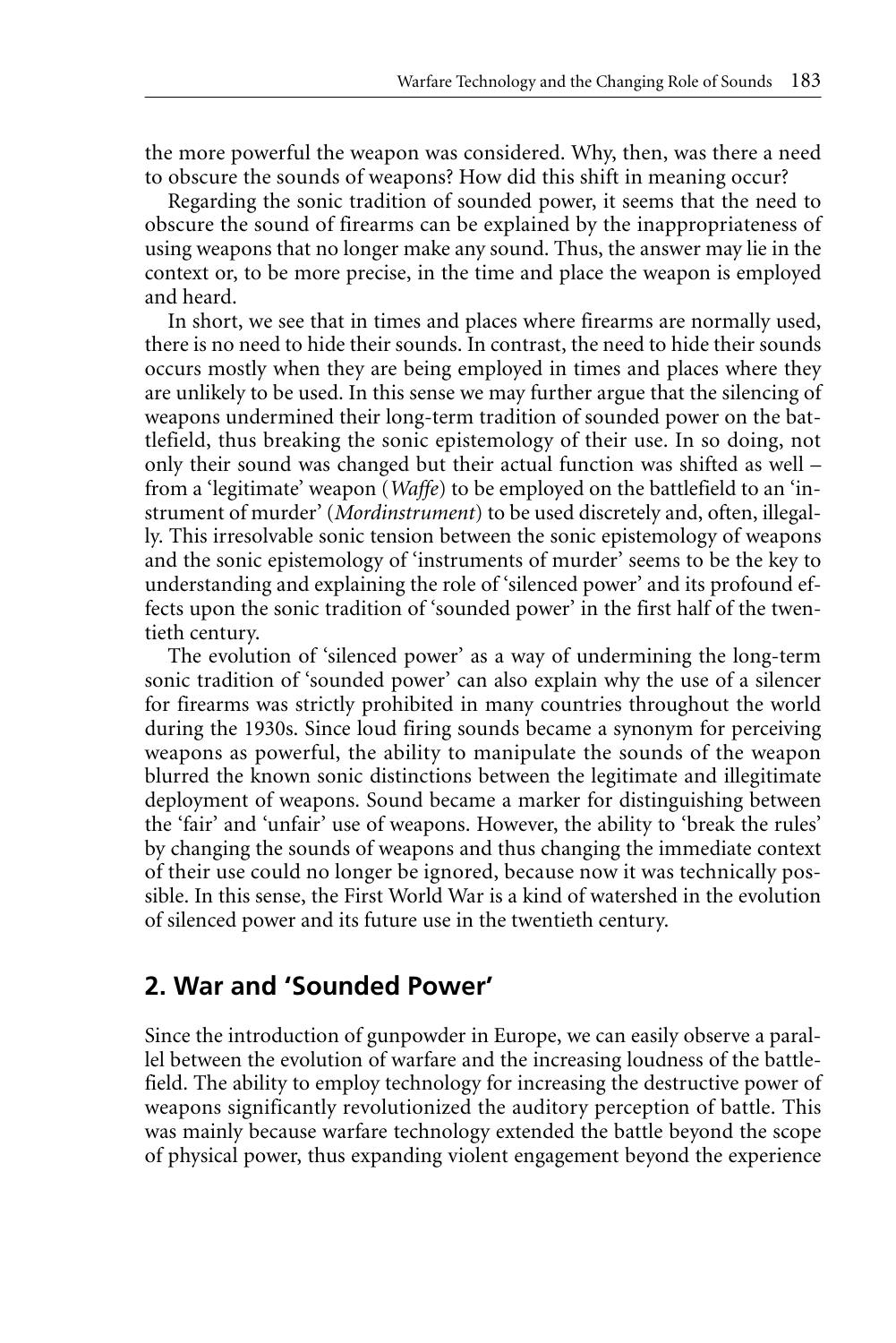the more powerful the weapon was considered. Why, then, was there a need to obscure the sounds of weapons? How did this shift in meaning occur?

Regarding the sonic tradition of sounded power, it seems that the need to obscure the sound of firearms can be explained by the inappropriateness of using weapons that no longer make any sound. Thus, the answer may lie in the context or, to be more precise, in the time and place the weapon is employed and heard.

In short, we see that in times and places where firearms are normally used, there is no need to hide their sounds. In contrast, the need to hide their sounds occurs mostly when they are being employed in times and places where they are unlikely to be used. In this sense we may further argue that the silencing of weapons undermined their long-term tradition of sounded power on the battlefield, thus breaking the sonic epistemology of their use. In so doing, not only their sound was changed but their actual function was shifted as well – from a 'legitimate' weapon (*Waffe*) to be employed on the battlefield to an 'instrument of murder' (*Mordinstrument*) to be used discretely and, often, illegally. This irresolvable sonic tension between the sonic epistemology of weapons and the sonic epistemology of 'instruments of murder' seems to be the key to understanding and explaining the role of 'silenced power' and its profound effects upon the sonic tradition of 'sounded power' in the first half of the twentieth century.

The evolution of 'silenced power' as a way of undermining the long-term sonic tradition of 'sounded power' can also explain why the use of a silencer for firearms was strictly prohibited in many countries throughout the world during the 1930s. Since loud firing sounds became a synonym for perceiving weapons as powerful, the ability to manipulate the sounds of the weapon blurred the known sonic distinctions between the legitimate and illegitimate deployment of weapons. Sound became a marker for distinguishing between the 'fair' and 'unfair' use of weapons. However, the ability to 'break the rules' by changing the sounds of weapons and thus changing the immediate context of their use could no longer be ignored, because now it was technically possible. In this sense, the First World War is a kind of watershed in the evolution of silenced power and its future use in the twentieth century.

## 2. War and 'Sounded Power'

Since the introduction of gunpowder in Europe, we can easily observe a parallel between the evolution of warfare and the increasing loudness of the battlefield. The ability to employ technology for increasing the destructive power of weapons significantly revolutionized the auditory perception of battle. This was mainly because warfare technology extended the battle beyond the scope of physical power, thus expanding violent engagement beyond the experience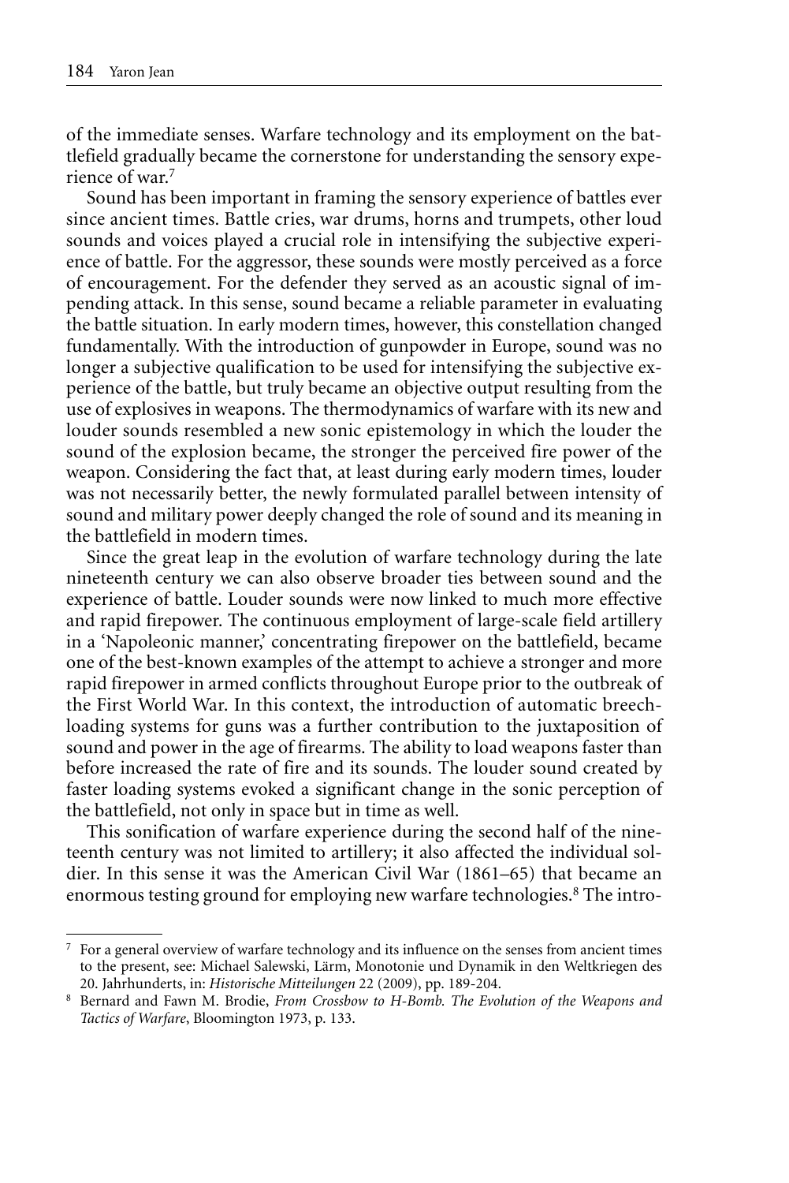of the immediate senses. Warfare technology and its employment on the battlefield gradually became the cornerstone for understanding the sensory experience of war.[7]

Sound has been important in framing the sensory experience of battles ever since ancient times. Battle cries, war drums, horns and trumpets, other loud sounds and voices played a crucial role in intensifying the subjective experience of battle. For the aggressor, these sounds were mostly perceived as a force of encouragement. For the defender they served as an acoustic signal of impending attack. In this sense, sound became a reliable parameter in evaluating the battle situation. In early modern times, however, this constellation changed fundamentally. With the introduction of gunpowder in Europe, sound was no longer a subjective qualification to be used for intensifying the subjective experience of the battle, but truly became an objective output resulting from the use of explosives in weapons. The thermodynamics of warfare with its new and louder sounds resembled a new sonic epistemology in which the louder the sound of the explosion became, the stronger the perceived fire power of the weapon. Considering the fact that, at least during early modern times, louder was not necessarily better, the newly formulated parallel between intensity of sound and military power deeply changed the role of sound and its meaning in the battlefield in modern times.

Since the great leap in the evolution of warfare technology during the late nineteenth century we can also observe broader ties between sound and the experience of battle. Louder sounds were now linked to much more effective and rapid firepower. The continuous employment of large-scale field artillery in a 'Napoleonic manner,' concentrating firepower on the battlefield, became one of the best-known examples of the attempt to achieve a stronger and more rapid firepower in armed conflicts throughout Europe prior to the outbreak of the First World War. In this context, the introduction of automatic breech-loading systems for guns was a further contribution to the juxtaposition of sound and power in the age of firearms. The ability to load weapons faster than before increased the rate of fire and its sounds. The louder sound created by faster loading systems evoked a significant change in the sonic perception of the battlefield, not only in space but in time as well.

This sonification of warfare experience during the second half of the nineteenth century was not limited to artillery; it also affected the individual soldier. In this sense it was the American Civil War (1861–65) that became an enormous testing ground for employing new warfare technologies.[8] The intro-

---

[7] For a general overview of warfare technology and its influence on the senses from ancient times to the present, see: Michael Salewski, Lärm, Monotonie und Dynamik in den Weltkriegen des 20. Jahrhunderts, in: *Historische Mitteilungen* 22 (2009), pp. 189-204.

[8] Bernard and Fawn M. Brodie, *From Crossbow to H-Bomb. The Evolution of the Weapons and Tactics of Warfare*, Bloomington 1973, p. 133.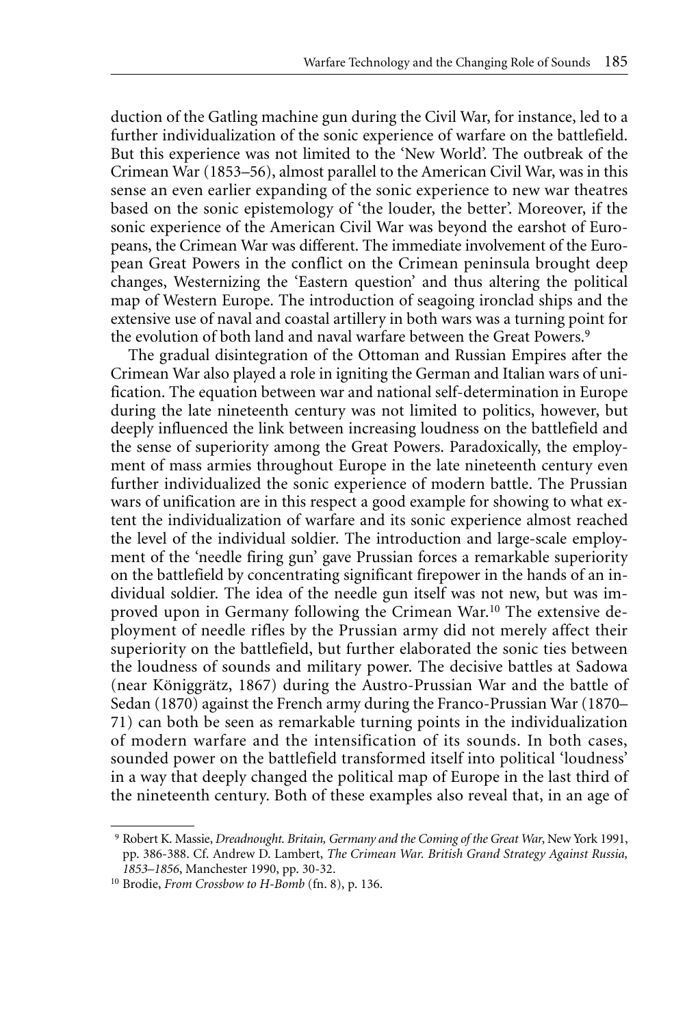duction of the Gatling machine gun during the Civil War, for instance, led to a further individualization of the sonic experience of warfare on the battlefield. But this experience was not limited to the 'New World'. The outbreak of the Crimean War (1853–56), almost parallel to the American Civil War, was in this sense an even earlier expanding of the sonic experience to new war theatres based on the sonic epistemology of 'the louder, the better'. Moreover, if the sonic experience of the American Civil War was beyond the earshot of Europeans, the Crimean War was different. The immediate involvement of the European Great Powers in the conflict on the Crimean peninsula brought deep changes, Westernizing the 'Eastern question' and thus altering the political map of Western Europe. The introduction of seagoing ironclad ships and the extensive use of naval and coastal artillery in both wars was a turning point for the evolution of both land and naval warfare between the Great Powers.[9]

The gradual disintegration of the Ottoman and Russian Empires after the Crimean War also played a role in igniting the German and Italian wars of unification. The equation between war and national self-determination in Europe during the late nineteenth century was not limited to politics, however, but deeply influenced the link between increasing loudness on the battlefield and the sense of superiority among the Great Powers. Paradoxically, the employment of mass armies throughout Europe in the late nineteenth century even further individualized the sonic experience of modern battle. The Prussian wars of unification are in this respect a good example for showing to what extent the individualization of warfare and its sonic experience almost reached the level of the individual soldier. The introduction and large-scale employment of the 'needle firing gun' gave Prussian forces a remarkable superiority on the battlefield by concentrating significant firepower in the hands of an individual soldier. The idea of the needle gun itself was not new, but was improved upon in Germany following the Crimean War.[10] The extensive deployment of needle rifles by the Prussian army did not merely affect their superiority on the battlefield, but further elaborated the sonic ties between the loudness of sounds and military power. The decisive battles at Sadowa (near Königgrätz, 1867) during the Austro-Prussian War and the battle of Sedan (1870) against the French army during the Franco-Prussian War (1870–71) can both be seen as remarkable turning points in the individualization of modern warfare and the intensification of its sounds. In both cases, sounded power on the battlefield transformed itself into political 'loudness' in a way that deeply changed the political map of Europe in the last third of the nineteenth century. Both of these examples also reveal that, in an age of

---

[9] Robert K. Massie, *Dreadnought. Britain, Germany and the Coming of the Great War*, New York 1991, pp. 386-388. Cf. Andrew D. Lambert, *The Crimean War. British Grand Strategy Against Russia, 1853–1856*, Manchester 1990, pp. 30-32.

[10] Brodie, *From Crossbow to H-Bomb* (fn. 8), p. 136.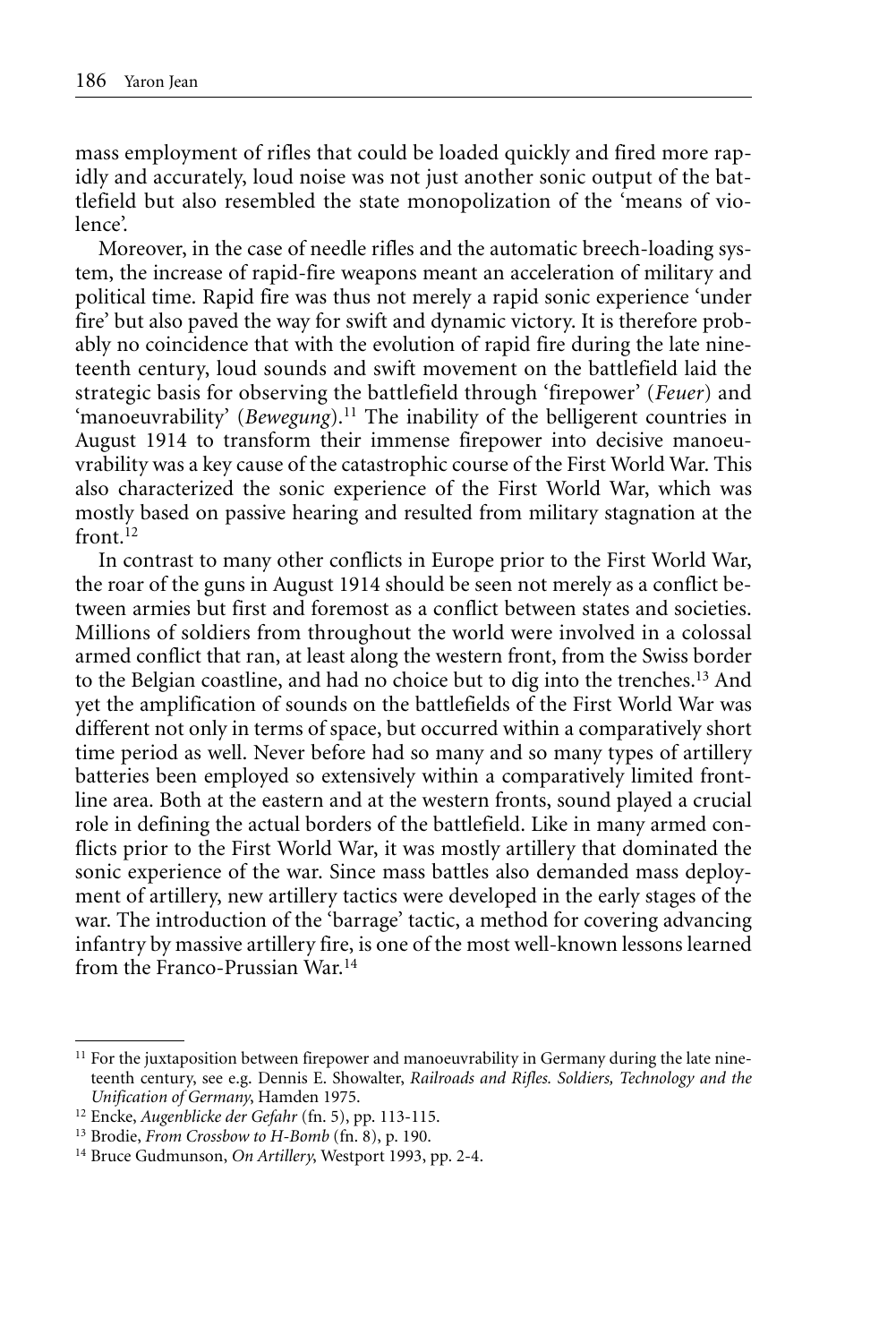mass employment of rifles that could be loaded quickly and fired more rapidly and accurately, loud noise was not just another sonic output of the battlefield but also resembled the state monopolization of the 'means of violence'.

Moreover, in the case of needle rifles and the automatic breech-loading system, the increase of rapid-fire weapons meant an acceleration of military and political time. Rapid fire was thus not merely a rapid sonic experience 'under fire' but also paved the way for swift and dynamic victory. It is therefore probably no coincidence that with the evolution of rapid fire during the late nineteenth century, loud sounds and swift movement on the battlefield laid the strategic basis for observing the battlefield through 'firepower' (*Feuer*) and 'manoeuvrability' (*Bewegung*).[11] The inability of the belligerent countries in August 1914 to transform their immense firepower into decisive manoeuvrability was a key cause of the catastrophic course of the First World War. This also characterized the sonic experience of the First World War, which was mostly based on passive hearing and resulted from military stagnation at the front.[12]

In contrast to many other conflicts in Europe prior to the First World War, the roar of the guns in August 1914 should be seen not merely as a conflict between armies but first and foremost as a conflict between states and societies. Millions of soldiers from throughout the world were involved in a colossal armed conflict that ran, at least along the western front, from the Swiss border to the Belgian coastline, and had no choice but to dig into the trenches.[13] And yet the amplification of sounds on the battlefields of the First World War was different not only in terms of space, but occurred within a comparatively short time period as well. Never before had so many and so many types of artillery batteries been employed so extensively within a comparatively limited frontline area. Both at the eastern and at the western fronts, sound played a crucial role in defining the actual borders of the battlefield. Like in many armed conflicts prior to the First World War, it was mostly artillery that dominated the sonic experience of the war. Since mass battles also demanded mass deployment of artillery, new artillery tactics were developed in the early stages of the war. The introduction of the 'barrage' tactic, a method for covering advancing infantry by massive artillery fire, is one of the most well-known lessons learned from the Franco-Prussian War.[14]

---

[11] For the juxtaposition between firepower and manoeuvrability in Germany during the late nineteenth century, see e.g. Dennis E. Showalter, *Railroads and Rifles. Soldiers, Technology and the Unification of Germany*, Hamden 1975.

[12] Encke, *Augenblicke der Gefahr* (fn. 5), pp. 113-115.

[13] Brodie, *From Crossbow to H-Bomb* (fn. 8), p. 190.

[14] Bruce Gudmunson, *On Artillery*, Westport 1993, pp. 2-4.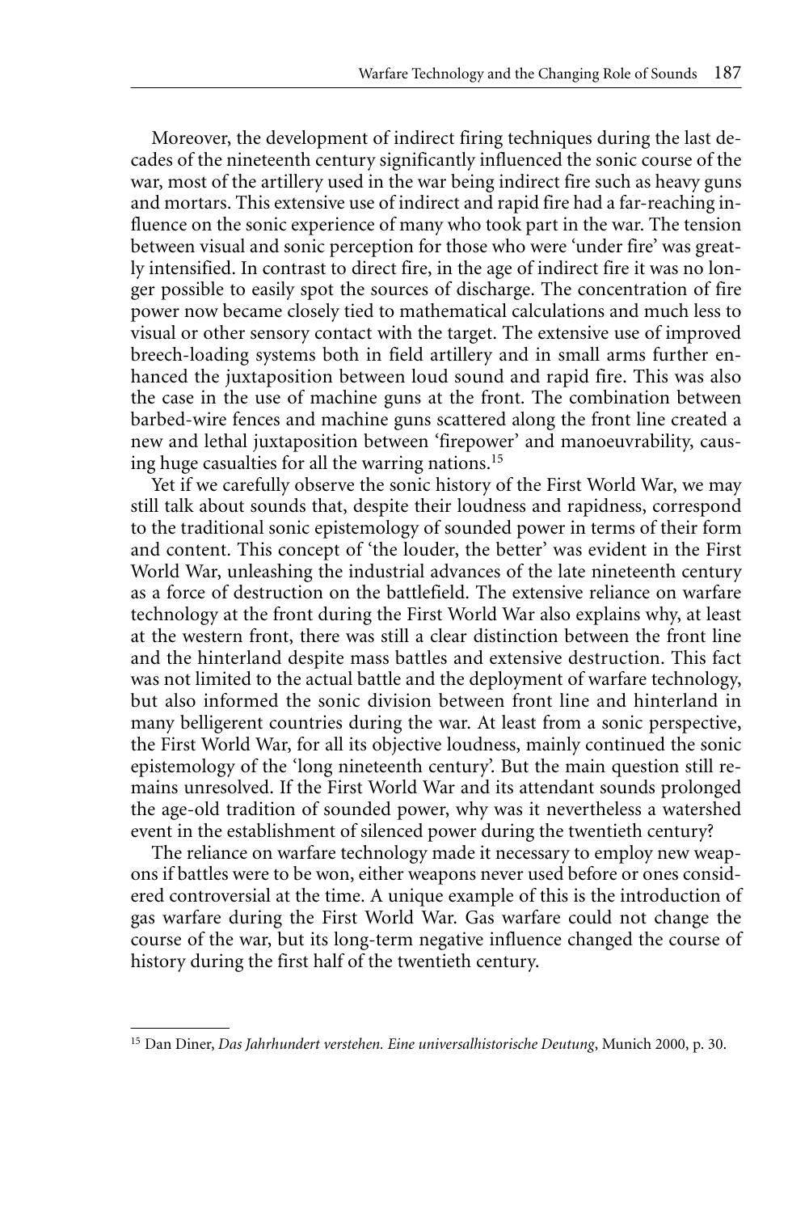Moreover, the development of indirect firing techniques during the last decades of the nineteenth century significantly influenced the sonic course of the war, most of the artillery used in the war being indirect fire such as heavy guns and mortars. This extensive use of indirect and rapid fire had a far-reaching influence on the sonic experience of many who took part in the war. The tension between visual and sonic perception for those who were 'under fire' was greatly intensified. In contrast to direct fire, in the age of indirect fire it was no longer possible to easily spot the sources of discharge. The concentration of fire power now became closely tied to mathematical calculations and much less to visual or other sensory contact with the target. The extensive use of improved breech-loading systems both in field artillery and in small arms further enhanced the juxtaposition between loud sound and rapid fire. This was also the case in the use of machine guns at the front. The combination between barbed-wire fences and machine guns scattered along the front line created a new and lethal juxtaposition between 'firepower' and manoeuvrability, causing huge casualties for all the warring nations.[15]

Yet if we carefully observe the sonic history of the First World War, we may still talk about sounds that, despite their loudness and rapidness, correspond to the traditional sonic epistemology of sounded power in terms of their form and content. This concept of 'the louder, the better' was evident in the First World War, unleashing the industrial advances of the late nineteenth century as a force of destruction on the battlefield. The extensive reliance on warfare technology at the front during the First World War also explains why, at least at the western front, there was still a clear distinction between the front line and the hinterland despite mass battles and extensive destruction. This fact was not limited to the actual battle and the deployment of warfare technology, but also informed the sonic division between front line and hinterland in many belligerent countries during the war. At least from a sonic perspective, the First World War, for all its objective loudness, mainly continued the sonic epistemology of the 'long nineteenth century'. But the main question still remains unresolved. If the First World War and its attendant sounds prolonged the age-old tradition of sounded power, why was it nevertheless a watershed event in the establishment of silenced power during the twentieth century?

The reliance on warfare technology made it necessary to employ new weapons if battles were to be won, either weapons never used before or ones considered controversial at the time. A unique example of this is the introduction of gas warfare during the First World War. Gas warfare could not change the course of the war, but its long-term negative influence changed the course of history during the first half of the twentieth century.

---

[15] Dan Diner, *Das Jahrhundert verstehen. Eine universalhistorische Deutung*, Munich 2000, p. 30.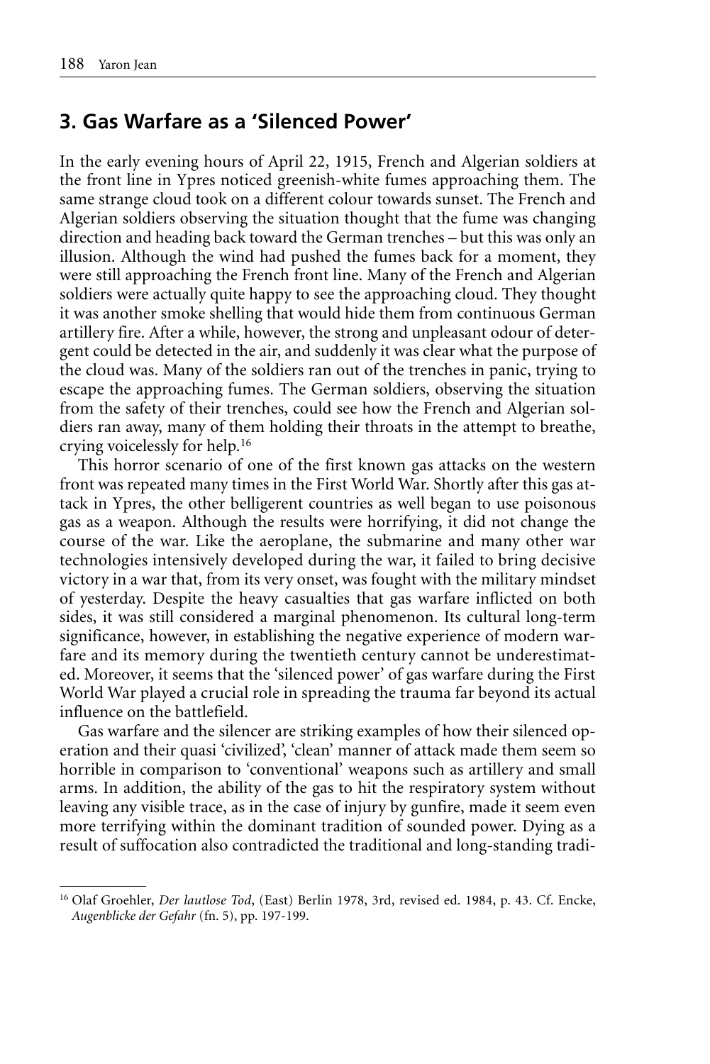## 3. Gas Warfare as a 'Silenced Power'

In the early evening hours of April 22, 1915, French and Algerian soldiers at the front line in Ypres noticed greenish-white fumes approaching them. The same strange cloud took on a different colour towards sunset. The French and Algerian soldiers observing the situation thought that the fume was changing direction and heading back toward the German trenches – but this was only an illusion. Although the wind had pushed the fumes back for a moment, they were still approaching the French front line. Many of the French and Algerian soldiers were actually quite happy to see the approaching cloud. They thought it was another smoke shelling that would hide them from continuous German artillery fire. After a while, however, the strong and unpleasant odour of detergent could be detected in the air, and suddenly it was clear what the purpose of the cloud was. Many of the soldiers ran out of the trenches in panic, trying to escape the approaching fumes. The German soldiers, observing the situation from the safety of their trenches, could see how the French and Algerian soldiers ran away, many of them holding their throats in the attempt to breathe, crying voicelessly for help.[16]

This horror scenario of one of the first known gas attacks on the western front was repeated many times in the First World War. Shortly after this gas attack in Ypres, the other belligerent countries as well began to use poisonous gas as a weapon. Although the results were horrifying, it did not change the course of the war. Like the aeroplane, the submarine and many other war technologies intensively developed during the war, it failed to bring decisive victory in a war that, from its very onset, was fought with the military mindset of yesterday. Despite the heavy casualties that gas warfare inflicted on both sides, it was still considered a marginal phenomenon. Its cultural long-term significance, however, in establishing the negative experience of modern warfare and its memory during the twentieth century cannot be underestimated. Moreover, it seems that the 'silenced power' of gas warfare during the First World War played a crucial role in spreading the trauma far beyond its actual influence on the battlefield.

Gas warfare and the silencer are striking examples of how their silenced operation and their quasi 'civilized', 'clean' manner of attack made them seem so horrible in comparison to 'conventional' weapons such as artillery and small arms. In addition, the ability of the gas to hit the respiratory system without leaving any visible trace, as in the case of injury by gunfire, made it seem even more terrifying within the dominant tradition of sounded power. Dying as a result of suffocation also contradicted the traditional and long-standing tradi-

---

[16] Olaf Groehler, *Der lautlose Tod*, (East) Berlin 1978, 3rd, revised ed. 1984, p. 43. Cf. Encke, *Augenblicke der Gefahr* (fn. 5), pp. 197-199.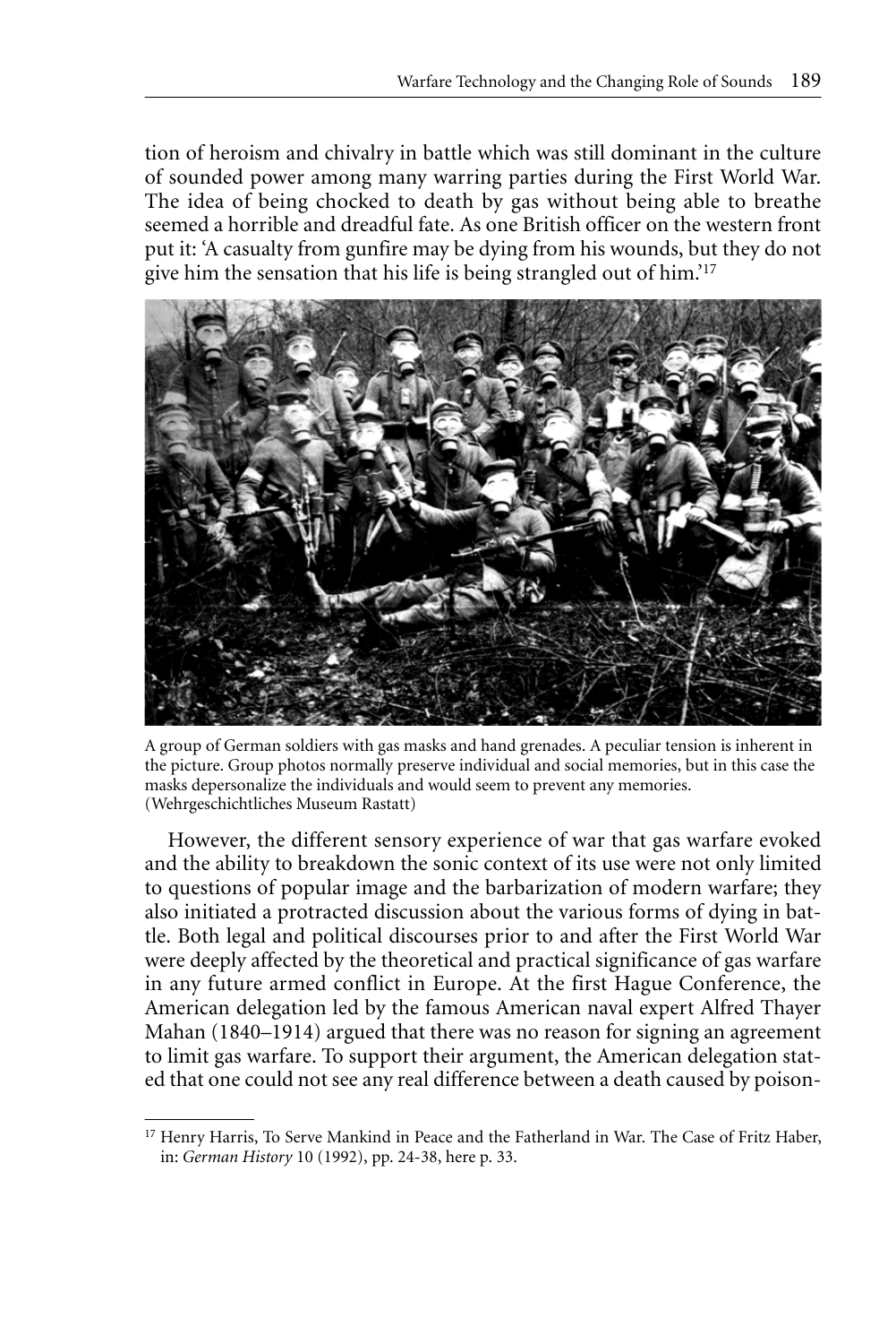tion of heroism and chivalry in battle which was still dominant in the culture of sounded power among many warring parties during the First World War. The idea of being chocked to death by gas without being able to breathe seemed a horrible and dreadful fate. As one British officer on the western front put it: 'A casualty from gunfire may be dying from his wounds, but they do not give him the sensation that his life is being strangled out of him.'[17]

A group of German soldiers with gas masks and hand grenades. A peculiar tension is inherent in the picture. Group photos normally preserve individual and social memories, but in this case the masks depersonalize the individuals and would seem to prevent any memories. (Wehrgeschichtliches Museum Rastatt)

However, the different sensory experience of war that gas warfare evoked and the ability to breakdown the sonic context of its use were not only limited to questions of popular image and the barbarization of modern warfare; they also initiated a protracted discussion about the various forms of dying in battle. Both legal and political discourses prior to and after the First World War were deeply affected by the theoretical and practical significance of gas warfare in any future armed conflict in Europe. At the first Hague Conference, the American delegation led by the famous American naval expert Alfred Thayer Mahan (1840–1914) argued that there was no reason for signing an agreement to limit gas warfare. To support their argument, the American delegation stated that one could not see any real difference between a death caused by poison-

[17] Henry Harris, To Serve Mankind in Peace and the Fatherland in War. The Case of Fritz Haber, in: *German History* 10 (1992), pp. 24-38, here p. 33.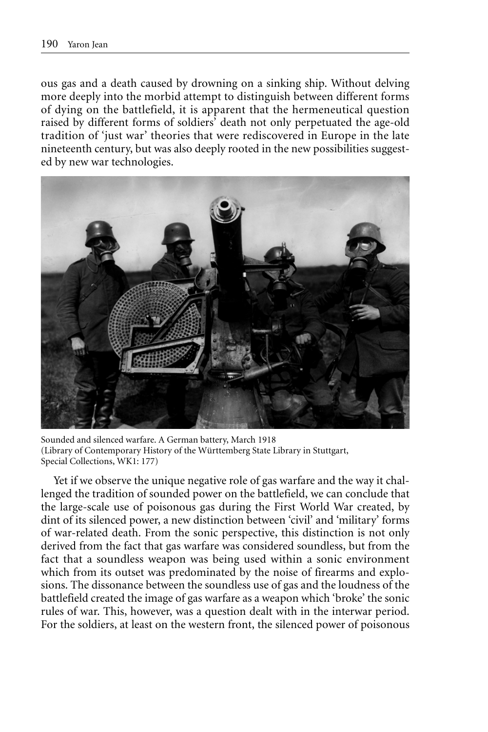ous gas and a death caused by drowning on a sinking ship. Without delving more deeply into the morbid attempt to distinguish between different forms of dying on the battlefield, it is apparent that the hermeneutical question raised by different forms of soldiers' death not only perpetuated the age-old tradition of 'just war' theories that were rediscovered in Europe in the late nineteenth century, but was also deeply rooted in the new possibilities suggested by new war technologies.

Sounded and silenced warfare. A German battery, March 1918
(Library of Contemporary History of the Württemberg State Library in Stuttgart, Special Collections, WK1: 177)

Yet if we observe the unique negative role of gas warfare and the way it challenged the tradition of sounded power on the battlefield, we can conclude that the large-scale use of poisonous gas during the First World War created, by dint of its silenced power, a new distinction between 'civil' and 'military' forms of war-related death. From the sonic perspective, this distinction is not only derived from the fact that gas warfare was considered soundless, but from the fact that a soundless weapon was being used within a sonic environment which from its outset was predominated by the noise of firearms and explosions. The dissonance between the soundless use of gas and the loudness of the battlefield created the image of gas warfare as a weapon which 'broke' the sonic rules of war. This, however, was a question dealt with in the interwar period. For the soldiers, at least on the western front, the silenced power of poisonous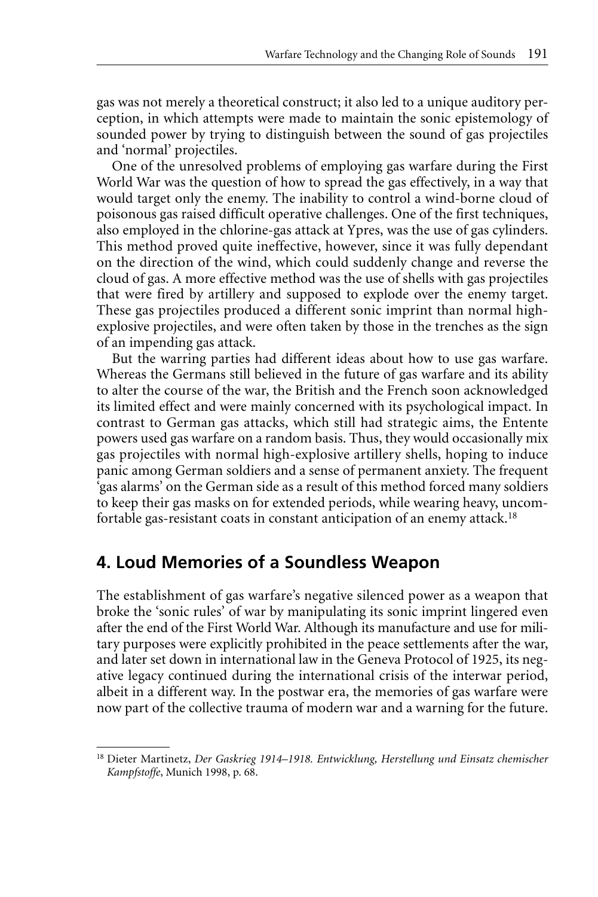gas was not merely a theoretical construct; it also led to a unique auditory perception, in which attempts were made to maintain the sonic epistemology of sounded power by trying to distinguish between the sound of gas projectiles and 'normal' projectiles.

One of the unresolved problems of employing gas warfare during the First World War was the question of how to spread the gas effectively, in a way that would target only the enemy. The inability to control a wind-borne cloud of poisonous gas raised difficult operative challenges. One of the first techniques, also employed in the chlorine-gas attack at Ypres, was the use of gas cylinders. This method proved quite ineffective, however, since it was fully dependant on the direction of the wind, which could suddenly change and reverse the cloud of gas. A more effective method was the use of shells with gas projectiles that were fired by artillery and supposed to explode over the enemy target. These gas projectiles produced a different sonic imprint than normal high-explosive projectiles, and were often taken by those in the trenches as the sign of an impending gas attack.

But the warring parties had different ideas about how to use gas warfare. Whereas the Germans still believed in the future of gas warfare and its ability to alter the course of the war, the British and the French soon acknowledged its limited effect and were mainly concerned with its psychological impact. In contrast to German gas attacks, which still had strategic aims, the Entente powers used gas warfare on a random basis. Thus, they would occasionally mix gas projectiles with normal high-explosive artillery shells, hoping to induce panic among German soldiers and a sense of permanent anxiety. The frequent 'gas alarms' on the German side as a result of this method forced many soldiers to keep their gas masks on for extended periods, while wearing heavy, uncomfortable gas-resistant coats in constant anticipation of an enemy attack.[18]

## 4. Loud Memories of a Soundless Weapon

The establishment of gas warfare's negative silenced power as a weapon that broke the 'sonic rules' of war by manipulating its sonic imprint lingered even after the end of the First World War. Although its manufacture and use for military purposes were explicitly prohibited in the peace settlements after the war, and later set down in international law in the Geneva Protocol of 1925, its negative legacy continued during the international crisis of the interwar period, albeit in a different way. In the postwar era, the memories of gas warfare were now part of the collective trauma of modern war and a warning for the future.

[18] Dieter Martinetz, *Der Gaskrieg 1914–1918. Entwicklung, Herstellung und Einsatz chemischer Kampfstoffe*, Munich 1998, p. 68.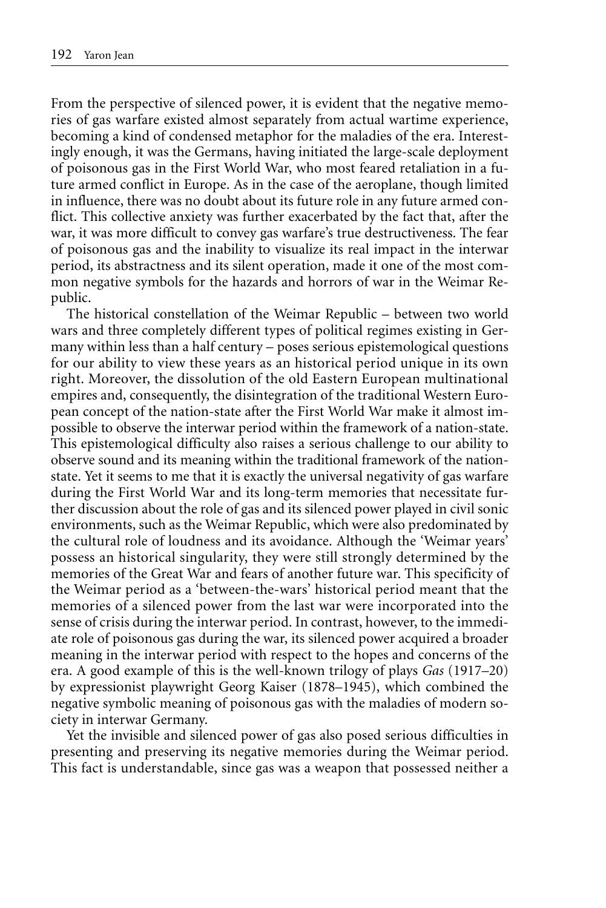From the perspective of silenced power, it is evident that the negative memories of gas warfare existed almost separately from actual wartime experience, becoming a kind of condensed metaphor for the maladies of the era. Interestingly enough, it was the Germans, having initiated the large-scale deployment of poisonous gas in the First World War, who most feared retaliation in a future armed conflict in Europe. As in the case of the aeroplane, though limited in influence, there was no doubt about its future role in any future armed conflict. This collective anxiety was further exacerbated by the fact that, after the war, it was more difficult to convey gas warfare's true destructiveness. The fear of poisonous gas and the inability to visualize its real impact in the interwar period, its abstractness and its silent operation, made it one of the most common negative symbols for the hazards and horrors of war in the Weimar Republic.

The historical constellation of the Weimar Republic – between two world wars and three completely different types of political regimes existing in Germany within less than a half century – poses serious epistemological questions for our ability to view these years as an historical period unique in its own right. Moreover, the dissolution of the old Eastern European multinational empires and, consequently, the disintegration of the traditional Western European concept of the nation-state after the First World War make it almost impossible to observe the interwar period within the framework of a nation-state. This epistemological difficulty also raises a serious challenge to our ability to observe sound and its meaning within the traditional framework of the nation-state. Yet it seems to me that it is exactly the universal negativity of gas warfare during the First World War and its long-term memories that necessitate further discussion about the role of gas and its silenced power played in civil sonic environments, such as the Weimar Republic, which were also predominated by the cultural role of loudness and its avoidance. Although the 'Weimar years' possess an historical singularity, they were still strongly determined by the memories of the Great War and fears of another future war. This specificity of the Weimar period as a 'between-the-wars' historical period meant that the memories of a silenced power from the last war were incorporated into the sense of crisis during the interwar period. In contrast, however, to the immediate role of poisonous gas during the war, its silenced power acquired a broader meaning in the interwar period with respect to the hopes and concerns of the era. A good example of this is the well-known trilogy of plays *Gas* (1917–20) by expressionist playwright Georg Kaiser (1878–1945), which combined the negative symbolic meaning of poisonous gas with the maladies of modern society in interwar Germany.

Yet the invisible and silenced power of gas also posed serious difficulties in presenting and preserving its negative memories during the Weimar period. This fact is understandable, since gas was a weapon that possessed neither a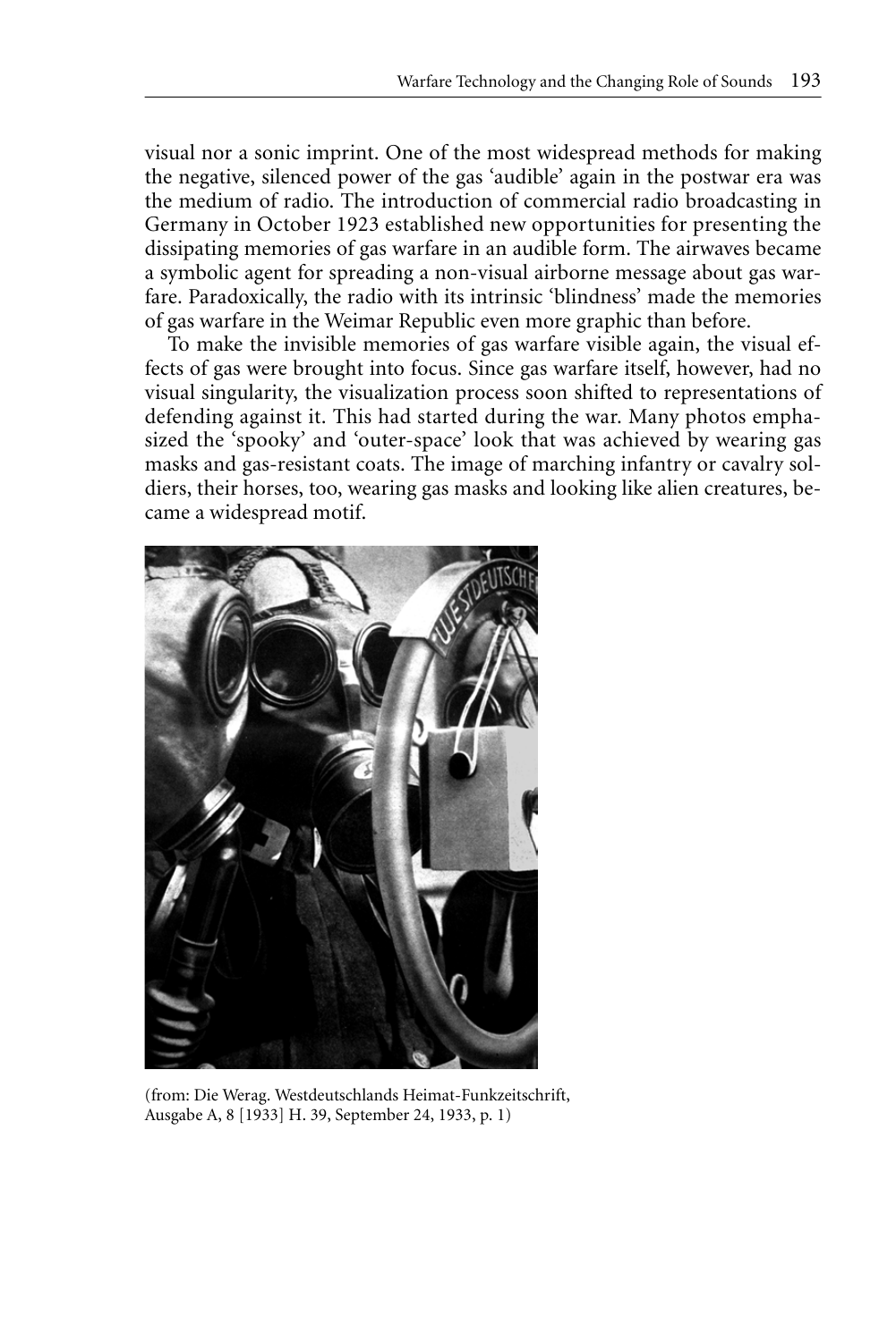visual nor a sonic imprint. One of the most widespread methods for making the negative, silenced power of the gas 'audible' again in the postwar era was the medium of radio. The introduction of commercial radio broadcasting in Germany in October 1923 established new opportunities for presenting the dissipating memories of gas warfare in an audible form. The airwaves became a symbolic agent for spreading a non-visual airborne message about gas warfare. Paradoxically, the radio with its intrinsic 'blindness' made the memories of gas warfare in the Weimar Republic even more graphic than before.

To make the invisible memories of gas warfare visible again, the visual effects of gas were brought into focus. Since gas warfare itself, however, had no visual singularity, the visualization process soon shifted to representations of defending against it. This had started during the war. Many photos emphasized the 'spooky' and 'outer-space' look that was achieved by wearing gas masks and gas-resistant coats. The image of marching infantry or cavalry soldiers, their horses, too, wearing gas masks and looking like alien creatures, became a widespread motif.

(from: Die Werag. Westdeutschlands Heimat-Funkzeitschrift, Ausgabe A, 8 [1933] H. 39, September 24, 1933, p. 1)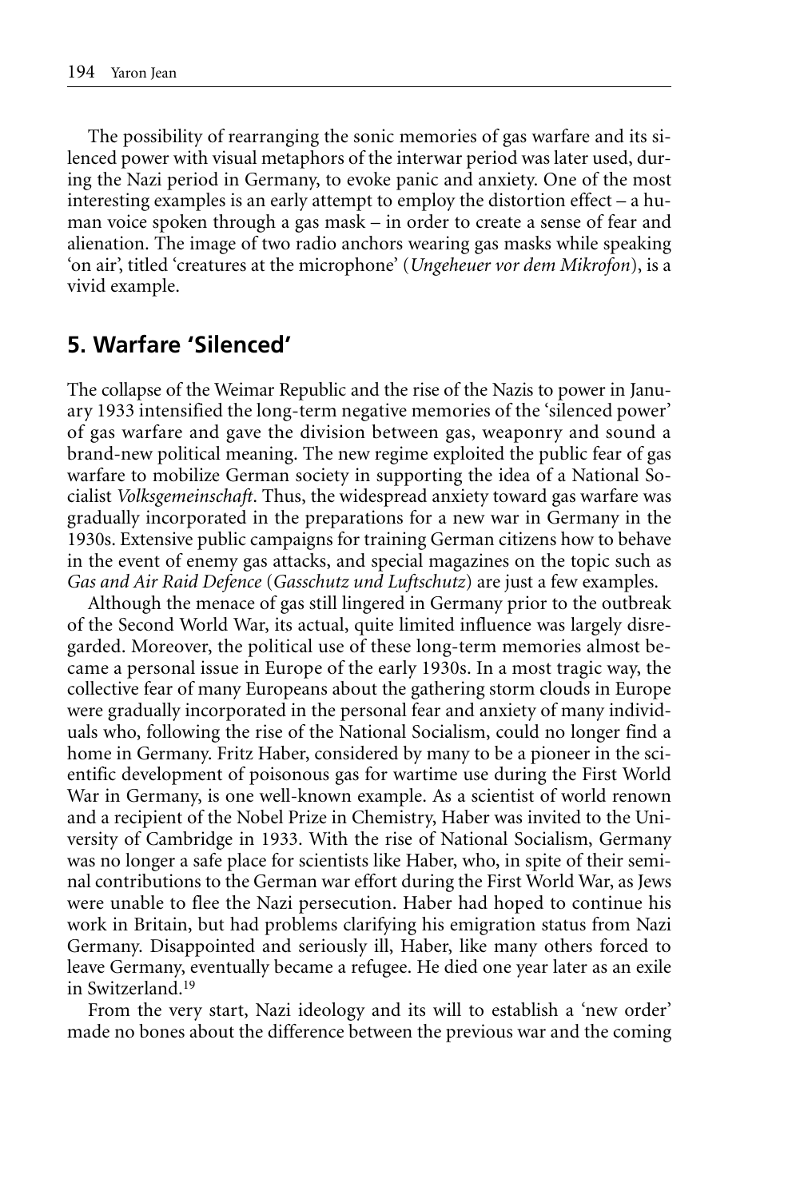The possibility of rearranging the sonic memories of gas warfare and its silenced power with visual metaphors of the interwar period was later used, during the Nazi period in Germany, to evoke panic and anxiety. One of the most interesting examples is an early attempt to employ the distortion effect – a human voice spoken through a gas mask – in order to create a sense of fear and alienation. The image of two radio anchors wearing gas masks while speaking 'on air', titled 'creatures at the microphone' (*Ungeheuer vor dem Mikrofon*), is a vivid example.

## 5. Warfare 'Silenced'

The collapse of the Weimar Republic and the rise of the Nazis to power in January 1933 intensified the long-term negative memories of the 'silenced power' of gas warfare and gave the division between gas, weaponry and sound a brand-new political meaning. The new regime exploited the public fear of gas warfare to mobilize German society in supporting the idea of a National Socialist *Volksgemeinschaft*. Thus, the widespread anxiety toward gas warfare was gradually incorporated in the preparations for a new war in Germany in the 1930s. Extensive public campaigns for training German citizens how to behave in the event of enemy gas attacks, and special magazines on the topic such as *Gas and Air Raid Defence* (*Gasschutz und Luftschutz*) are just a few examples.

Although the menace of gas still lingered in Germany prior to the outbreak of the Second World War, its actual, quite limited influence was largely disregarded. Moreover, the political use of these long-term memories almost became a personal issue in Europe of the early 1930s. In a most tragic way, the collective fear of many Europeans about the gathering storm clouds in Europe were gradually incorporated in the personal fear and anxiety of many individuals who, following the rise of the National Socialism, could no longer find a home in Germany. Fritz Haber, considered by many to be a pioneer in the scientific development of poisonous gas for wartime use during the First World War in Germany, is one well-known example. As a scientist of world renown and a recipient of the Nobel Prize in Chemistry, Haber was invited to the University of Cambridge in 1933. With the rise of National Socialism, Germany was no longer a safe place for scientists like Haber, who, in spite of their seminal contributions to the German war effort during the First World War, as Jews were unable to flee the Nazi persecution. Haber had hoped to continue his work in Britain, but had problems clarifying his emigration status from Nazi Germany. Disappointed and seriously ill, Haber, like many others forced to leave Germany, eventually became a refugee. He died one year later as an exile in Switzerland.[19]

From the very start, Nazi ideology and its will to establish a 'new order' made no bones about the difference between the previous war and the coming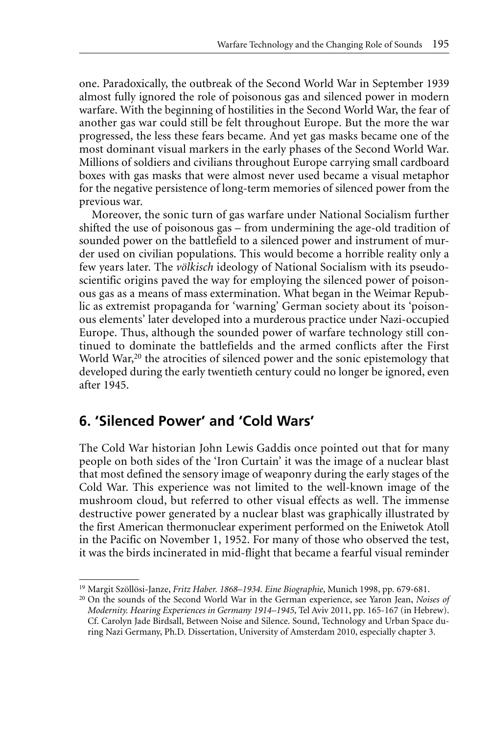one. Paradoxically, the outbreak of the Second World War in September 1939 almost fully ignored the role of poisonous gas and silenced power in modern warfare. With the beginning of hostilities in the Second World War, the fear of another gas war could still be felt throughout Europe. But the more the war progressed, the less these fears became. And yet gas masks became one of the most dominant visual markers in the early phases of the Second World War. Millions of soldiers and civilians throughout Europe carrying small cardboard boxes with gas masks that were almost never used became a visual metaphor for the negative persistence of long-term memories of silenced power from the previous war.

Moreover, the sonic turn of gas warfare under National Socialism further shifted the use of poisonous gas – from undermining the age-old tradition of sounded power on the battlefield to a silenced power and instrument of murder used on civilian populations. This would become a horrible reality only a few years later. The *völkisch* ideology of National Socialism with its pseudo-scientific origins paved the way for employing the silenced power of poisonous gas as a means of mass extermination. What began in the Weimar Republic as extremist propaganda for 'warning' German society about its 'poisonous elements' later developed into a murderous practice under Nazi-occupied Europe. Thus, although the sounded power of warfare technology still continued to dominate the battlefields and the armed conflicts after the First World War,[20] the atrocities of silenced power and the sonic epistemology that developed during the early twentieth century could no longer be ignored, even after 1945.

## 6. 'Silenced Power' and 'Cold Wars'

The Cold War historian John Lewis Gaddis once pointed out that for many people on both sides of the 'Iron Curtain' it was the image of a nuclear blast that most defined the sensory image of weaponry during the early stages of the Cold War. This experience was not limited to the well-known image of the mushroom cloud, but referred to other visual effects as well. The immense destructive power generated by a nuclear blast was graphically illustrated by the first American thermonuclear experiment performed on the Eniwetok Atoll in the Pacific on November 1, 1952. For many of those who observed the test, it was the birds incinerated in mid-flight that became a fearful visual reminder

---

[19] Margit Szöllösi-Janze, *Fritz Haber. 1868–1934. Eine Biographie*, Munich 1998, pp. 679-681.

[20] On the sounds of the Second World War in the German experience, see Yaron Jean, *Noises of Modernity. Hearing Experiences in Germany 1914–1945*, Tel Aviv 2011, pp. 165-167 (in Hebrew). Cf. Carolyn Jade Birdsall, Between Noise and Silence. Sound, Technology and Urban Space during Nazi Germany, Ph.D. Dissertation, University of Amsterdam 2010, especially chapter 3.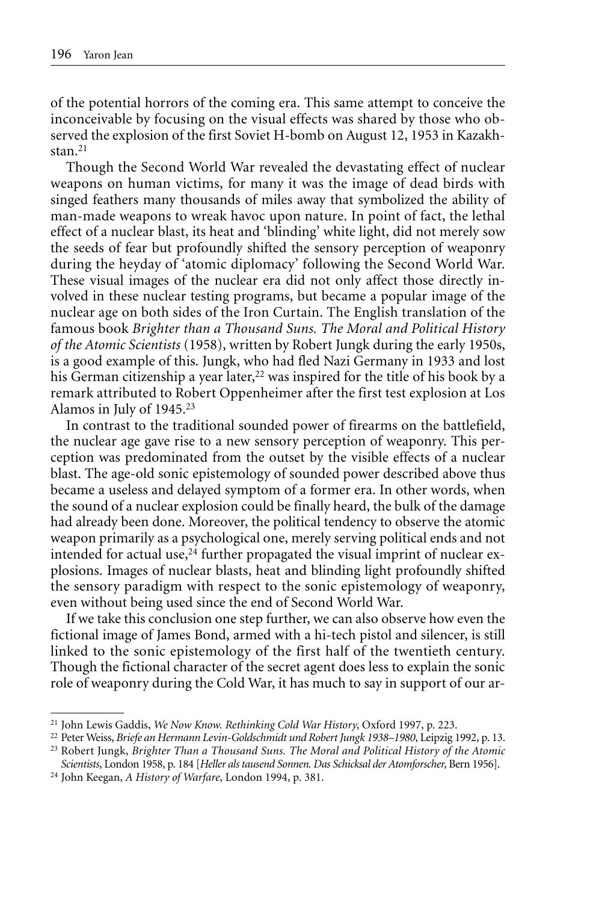of the potential horrors of the coming era. This same attempt to conceive the inconceivable by focusing on the visual effects was shared by those who observed the explosion of the first Soviet H-bomb on August 12, 1953 in Kazakhstan.[21]

Though the Second World War revealed the devastating effect of nuclear weapons on human victims, for many it was the image of dead birds with singed feathers many thousands of miles away that symbolized the ability of man-made weapons to wreak havoc upon nature. In point of fact, the lethal effect of a nuclear blast, its heat and 'blinding' white light, did not merely sow the seeds of fear but profoundly shifted the sensory perception of weaponry during the heyday of 'atomic diplomacy' following the Second World War. These visual images of the nuclear era did not only affect those directly involved in these nuclear testing programs, but became a popular image of the nuclear age on both sides of the Iron Curtain. The English translation of the famous book *Brighter than a Thousand Suns. The Moral and Political History of the Atomic Scientists* (1958), written by Robert Jungk during the early 1950s, is a good example of this. Jungk, who had fled Nazi Germany in 1933 and lost his German citizenship a year later,[22] was inspired for the title of his book by a remark attributed to Robert Oppenheimer after the first test explosion at Los Alamos in July of 1945.[23]

In contrast to the traditional sounded power of firearms on the battlefield, the nuclear age gave rise to a new sensory perception of weaponry. This perception was predominated from the outset by the visible effects of a nuclear blast. The age-old sonic epistemology of sounded power described above thus became a useless and delayed symptom of a former era. In other words, when the sound of a nuclear explosion could be finally heard, the bulk of the damage had already been done. Moreover, the political tendency to observe the atomic weapon primarily as a psychological one, merely serving political ends and not intended for actual use,[24] further propagated the visual imprint of nuclear explosions. Images of nuclear blasts, heat and blinding light profoundly shifted the sensory paradigm with respect to the sonic epistemology of weaponry, even without being used since the end of Second World War.

If we take this conclusion one step further, we can also observe how even the fictional image of James Bond, armed with a hi-tech pistol and silencer, is still linked to the sonic epistemology of the first half of the twentieth century. Though the fictional character of the secret agent does less to explain the sonic role of weaponry during the Cold War, it has much to say in support of our ar-

---

[21] John Lewis Gaddis, *We Now Know. Rethinking Cold War History*, Oxford 1997, p. 223.

[22] Peter Weiss, *Briefe an Hermann Levin-Goldschmidt und Robert Jungk 1938–1980*, Leipzig 1992, p. 13.

[23] Robert Jungk, *Brighter Than a Thousand Suns. The Moral and Political History of the Atomic Scientists*, London 1958, p. 184 [*Heller als tausend Sonnen. Das Schicksal der Atomforscher*, Bern 1956].

[24] John Keegan, *A History of Warfare*, London 1994, p. 381.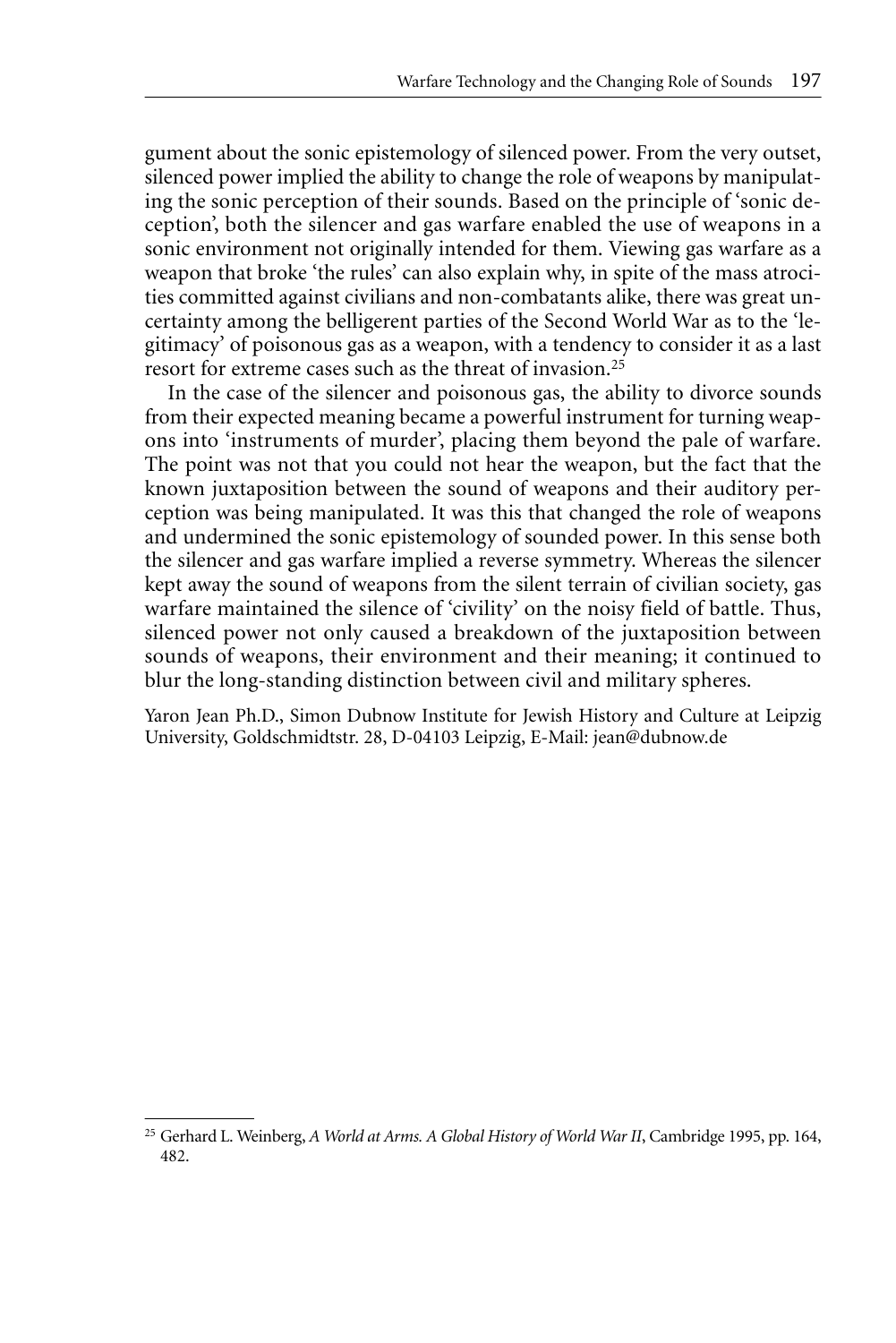gument about the sonic epistemology of silenced power. From the very outset, silenced power implied the ability to change the role of weapons by manipulating the sonic perception of their sounds. Based on the principle of 'sonic deception', both the silencer and gas warfare enabled the use of weapons in a sonic environment not originally intended for them. Viewing gas warfare as a weapon that broke 'the rules' can also explain why, in spite of the mass atrocities committed against civilians and non-combatants alike, there was great uncertainty among the belligerent parties of the Second World War as to the 'legitimacy' of poisonous gas as a weapon, with a tendency to consider it as a last resort for extreme cases such as the threat of invasion.[25]

In the case of the silencer and poisonous gas, the ability to divorce sounds from their expected meaning became a powerful instrument for turning weapons into 'instruments of murder', placing them beyond the pale of warfare. The point was not that you could not hear the weapon, but the fact that the known juxtaposition between the sound of weapons and their auditory perception was being manipulated. It was this that changed the role of weapons and undermined the sonic epistemology of sounded power. In this sense both the silencer and gas warfare implied a reverse symmetry. Whereas the silencer kept away the sound of weapons from the silent terrain of civilian society, gas warfare maintained the silence of 'civility' on the noisy field of battle. Thus, silenced power not only caused a breakdown of the juxtaposition between sounds of weapons, their environment and their meaning; it continued to blur the long-standing distinction between civil and military spheres.

Yaron Jean Ph.D., Simon Dubnow Institute for Jewish History and Culture at Leipzig University, Goldschmidtstr. 28, D-04103 Leipzig, E-Mail: jean@dubnow.de

[25] Gerhard L. Weinberg, *A World at Arms. A Global History of World War II*, Cambridge 1995, pp. 164, 482.